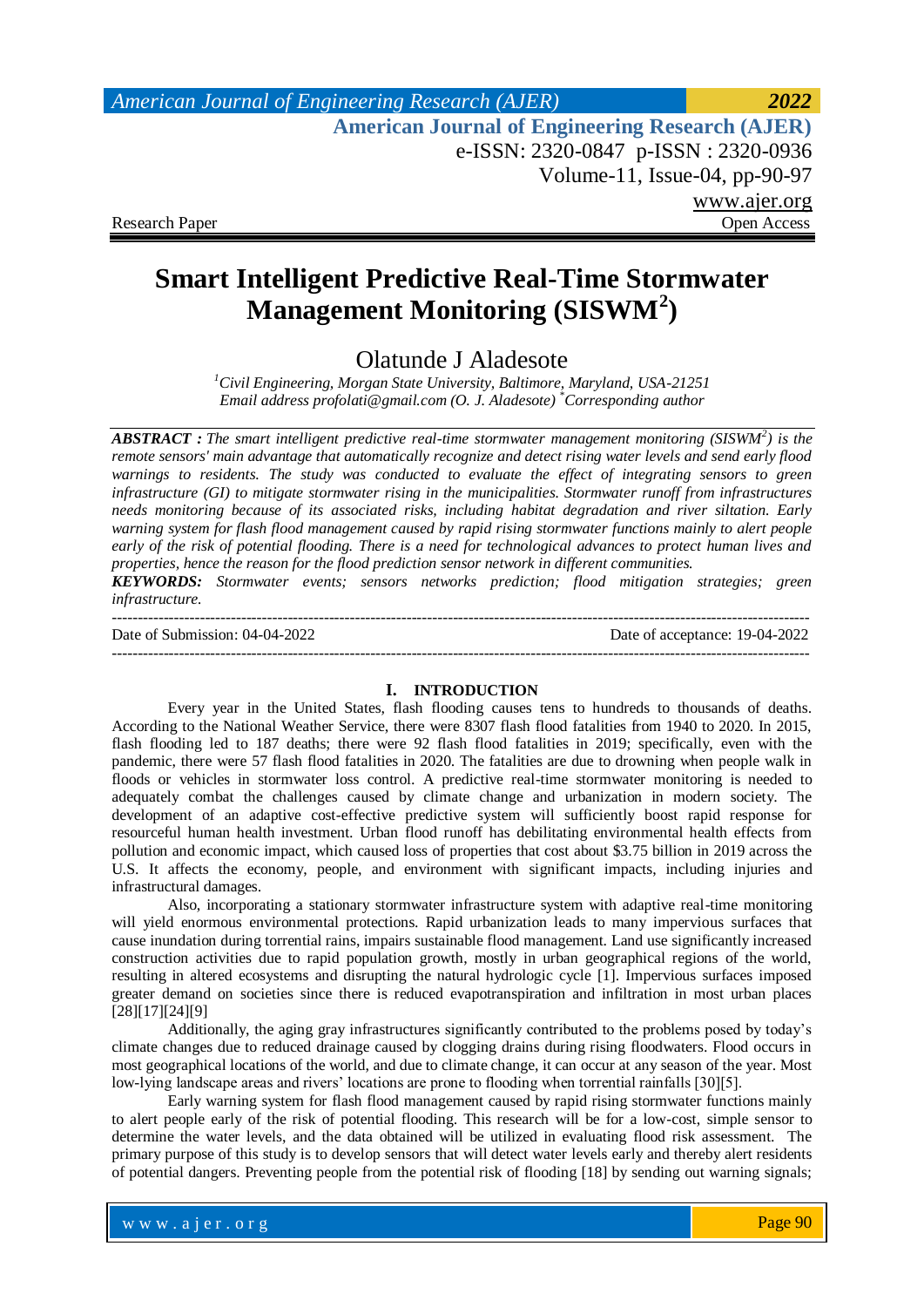Research Paper | Open Access

# Smart Intelligent Predictive Real-Time Stormwater Management Monitoring (SISWM$^2$)

Olatunde J Aladesote

[1]*Civil Engineering, Morgan State University, Baltimore, Maryland, USA-21251*
*Email address profolati@gmail.com (O. J. Aladesote) \*Corresponding author*

***ABSTRACT :** The smart intelligent predictive real-time stormwater management monitoring (SISWM$^2$) is the remote sensors' main advantage that automatically recognize and detect rising water levels and send early flood warnings to residents. The study was conducted to evaluate the effect of integrating sensors to green infrastructure (GI) to mitigate stormwater rising in the municipalities. Stormwater runoff from infrastructures needs monitoring because of its associated risks, including habitat degradation and river siltation. Early warning system for flash flood management caused by rapid rising stormwater functions mainly to alert people early of the risk of potential flooding. There is a need for technological advances to protect human lives and properties, hence the reason for the flood prediction sensor network in different communities.*

***KEYWORDS:** Stormwater events; sensors networks prediction; flood mitigation strategies; green infrastructure.*

---

Date of Submission: 04-04-2022 | Date of acceptance: 19-04-2022

---

## I. INTRODUCTION

Every year in the United States, flash flooding causes tens to hundreds to thousands of deaths. According to the National Weather Service, there were 8307 flash flood fatalities from 1940 to 2020. In 2015, flash flooding led to 187 deaths; there were 92 flash flood fatalities in 2019; specifically, even with the pandemic, there were 57 flash flood fatalities in 2020. The fatalities are due to drowning when people walk in floods or vehicles in stormwater loss control. A predictive real-time stormwater monitoring is needed to adequately combat the challenges caused by climate change and urbanization in modern society. The development of an adaptive cost-effective predictive system will sufficiently boost rapid response for resourceful human health investment. Urban flood runoff has debilitating environmental health effects from pollution and economic impact, which caused loss of properties that cost about $3.75 billion in 2019 across the U.S. It affects the economy, people, and environment with significant impacts, including injuries and infrastructural damages.

Also, incorporating a stationary stormwater infrastructure system with adaptive real-time monitoring will yield enormous environmental protections. Rapid urbanization leads to many impervious surfaces that cause inundation during torrential rains, impairs sustainable flood management. Land use significantly increased construction activities due to rapid population growth, mostly in urban geographical regions of the world, resulting in altered ecosystems and disrupting the natural hydrologic cycle [1]. Impervious surfaces imposed greater demand on societies since there is reduced evapotranspiration and infiltration in most urban places [28][17][24][9]

Additionally, the aging gray infrastructures significantly contributed to the problems posed by today's climate changes due to reduced drainage caused by clogging drains during rising floodwaters. Flood occurs in most geographical locations of the world, and due to climate change, it can occur at any season of the year. Most low-lying landscape areas and rivers' locations are prone to flooding when torrential rainfalls [30][5].

Early warning system for flash flood management caused by rapid rising stormwater functions mainly to alert people early of the risk of potential flooding. This research will be for a low-cost, simple sensor to determine the water levels, and the data obtained will be utilized in evaluating flood risk assessment. The primary purpose of this study is to develop sensors that will detect water levels early and thereby alert residents of potential dangers. Preventing people from the potential risk of flooding [18] by sending out warning signals;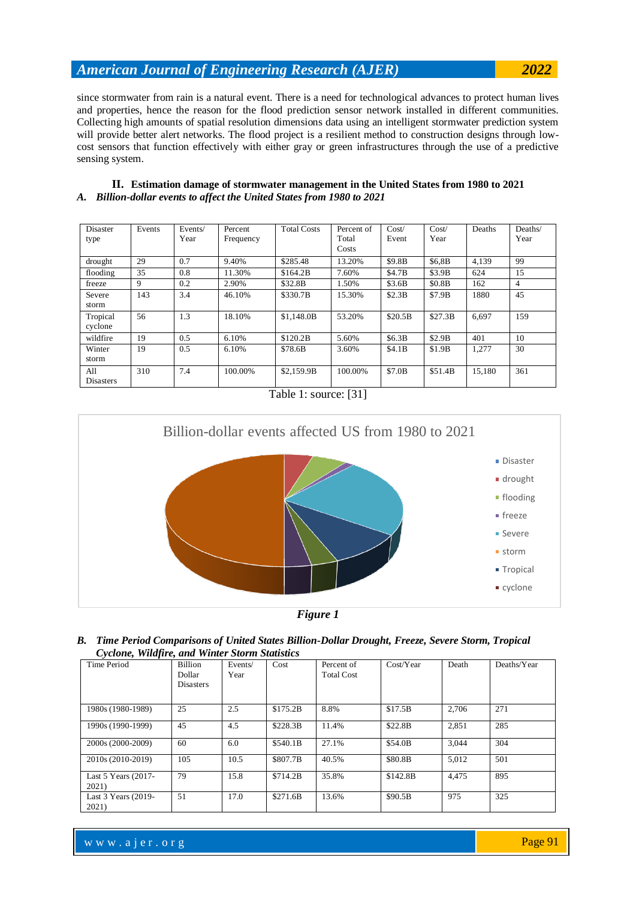since stormwater from rain is a natural event. There is a need for technological advances to protect human lives and properties, hence the reason for the flood prediction sensor network installed in different communities. Collecting high amounts of spatial resolution dimensions data using an intelligent stormwater prediction system will provide better alert networks. The flood project is a resilient method to construction designs through low-cost sensors that function effectively with either gray or green infrastructures through the use of a predictive sensing system.

## II. Estimation damage of stormwater management in the United States from 1980 to 2021

### *A. Billion-dollar events to affect the United States from 1980 to 2021*

| Disaster type | Events | Events/ Year | Percent Frequency | Total Costs | Percent of Total Costs | Cost/ Event | Cost/ Year | Deaths | Deaths/ Year |
|---|---|---|---|---|---|---|---|---|---|
| drought | 29 | 0.7 | 9.40% | $285.48 | 13.20% | $9.8B | $6,8B | 4,139 | 99 |
| flooding | 35 | 0.8 | 11.30% | $164.2B | 7.60% | $4.7B | $3.9B | 624 | 15 |
| freeze | 9 | 0.2 | 2.90% | $32.8B | 1.50% | $3.6B | $0.8B | 162 | 4 |
| Severe storm | 143 | 3.4 | 46.10% | $330.7B | 15.30% | $2.3B | $7.9B | 1880 | 45 |
| Tropical cyclone | 56 | 1.3 | 18.10% | $1,148.0B | 53.20% | $20.5B | $27.3B | 6,697 | 159 |
| wildfire | 19 | 0.5 | 6.10% | $120.2B | 5.60% | $6.3B | $2.9B | 401 | 10 |
| Winter storm | 19 | 0.5 | 6.10% | $78.6B | 3.60% | $4.1B | $1.9B | 1,277 | 30 |
| All Disasters | 310 | 7.4 | 100.00% | $2,159.9B | 100.00% | $7.0B | $51.4B | 15,180 | 361 |

Table 1: source: [31]

*Figure 1*

### *B. Time Period Comparisons of United States Billion-Dollar Drought, Freeze, Severe Storm, Tropical Cyclone, Wildfire, and Winter Storm Statistics*

| Time Period | Billion Dollar Disasters | Events/ Year | Cost | Percent of Total Cost | Cost/Year | Death | Deaths/Year |
|---|---|---|---|---|---|---|---|
| 1980s (1980-1989) | 25 | 2.5 | $175.2B | 8.8% | $17.5B | 2,706 | 271 |
| 1990s (1990-1999) | 45 | 4.5 | $228.3B | 11.4% | $22.8B | 2,851 | 285 |
| 2000s (2000-2009) | 60 | 6.0 | $540.1B | 27.1% | $54.0B | 3,044 | 304 |
| 2010s (2010-2019) | 105 | 10.5 | $807.7B | 40.5% | $80.8B | 5,012 | 501 |
| Last 5 Years (2017-2021) | 79 | 15.8 | $714.2B | 35.8% | $142.8B | 4,475 | 895 |
| Last 3 Years (2019-2021) | 51 | 17.0 | $271.6B | 13.6% | $90.5B | 975 | 325 |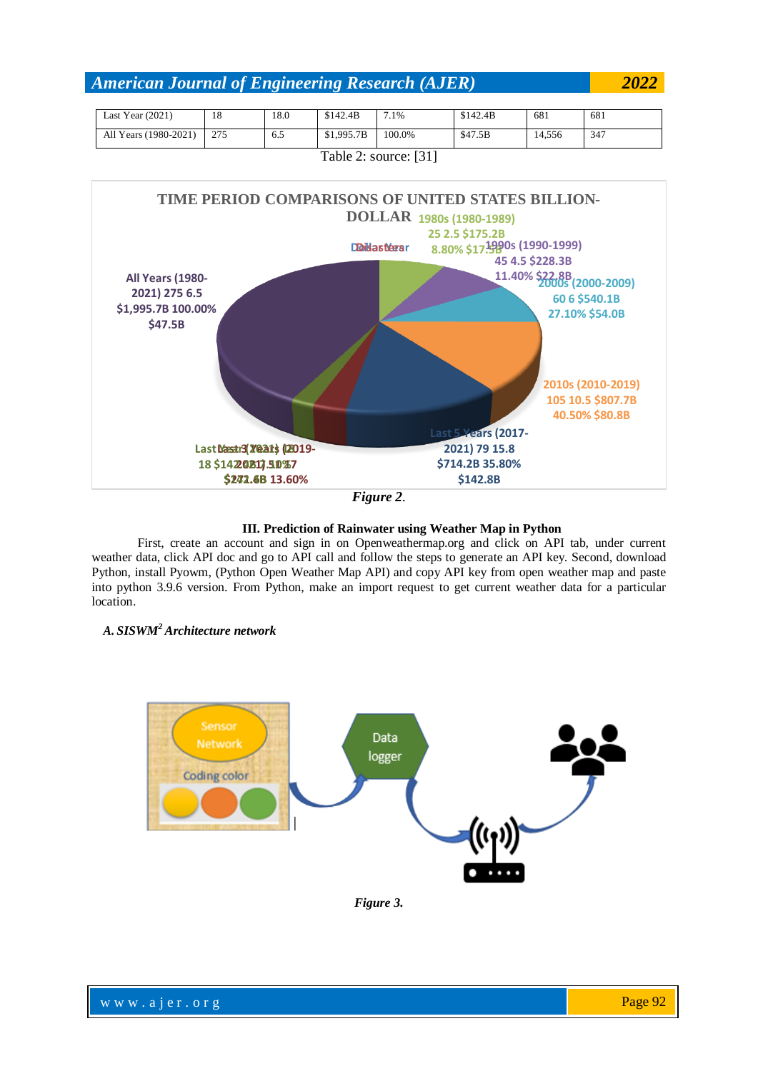| Last Year (2021) | 18 | 18.0 | $142.4B | 7.1% | $142.4B | 681 | 681 |
|---|---|---|---|---|---|---|---|
| All Years (1980-2021) | 275 | 6.5 | $1,995.7B | 100.0% | $47.5B | 14,556 | 347 |

Table 2: source: [31]

*Figure 2.*

### III. Prediction of Rainwater using Weather Map in Python

First, create an account and sign in on Openweathermap.org and click on API tab, under current weather data, click API doc and go to API call and follow the steps to generate an API key. Second, download Python, install Pyowm, (Python Open Weather Map API) and copy API key from open weather map and paste into python 3.9.6 version. From Python, make an import request to get current weather data for a particular location.

#### *A. SISWM² Architecture network*

*Figure 3.*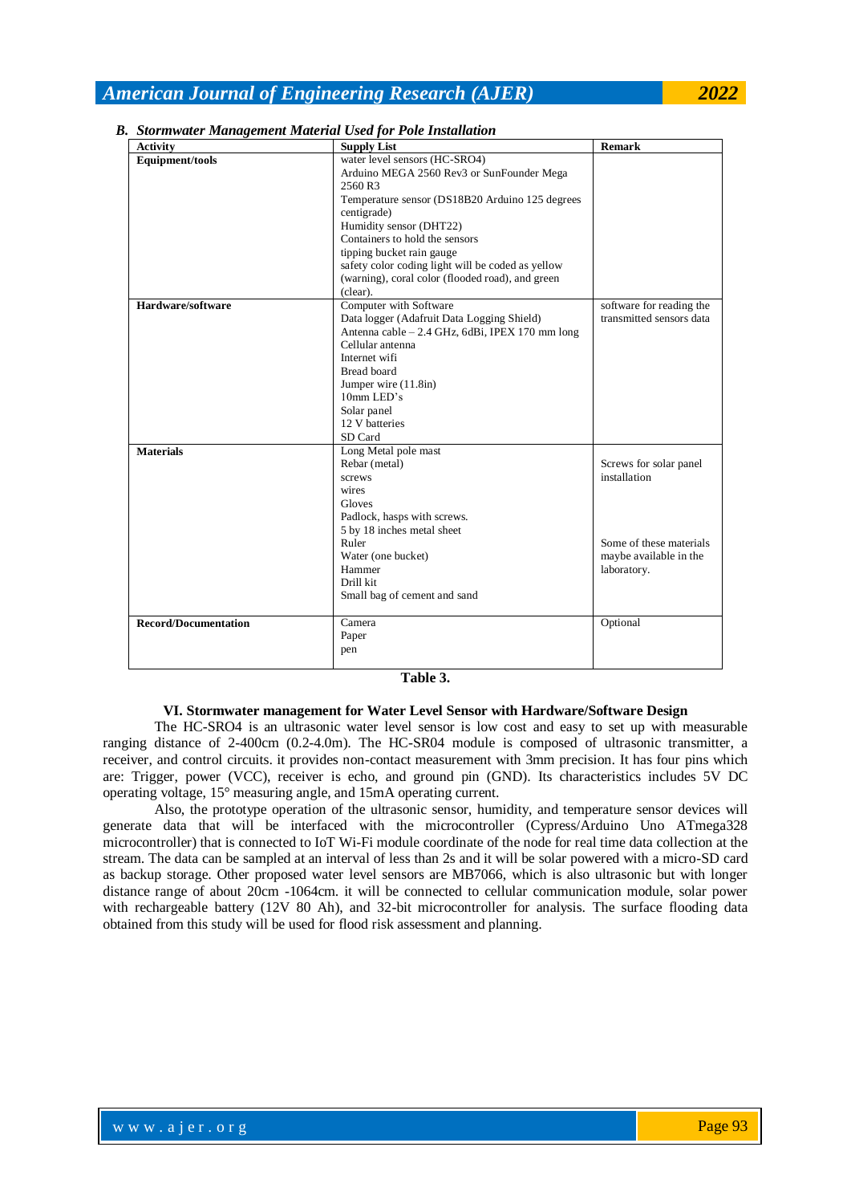### *B. Stormwater Management Material Used for Pole Installation*

| Activity | Supply List | Remark |
|---|---|---|
| **Equipment/tools** | water level sensors (HC-SRO4)<br>Arduino MEGA 2560 Rev3 or SunFounder Mega 2560 R3<br>Temperature sensor (DS18B20 Arduino 125 degrees centigrade)<br>Humidity sensor (DHT22)<br>Containers to hold the sensors<br>tipping bucket rain gauge<br>safety color coding light will be coded as yellow (warning), coral color (flooded road), and green (clear). | |
| **Hardware/software** | Computer with Software<br>Data logger (Adafruit Data Logging Shield)<br>Antenna cable – 2.4 GHz, 6dBi, IPEX 170 mm long<br>Cellular antenna<br>Internet wifi<br>Bread board<br>Jumper wire (11.8in)<br>10mm LED's<br>Solar panel<br>12 V batteries<br>SD Card | software for reading the transmitted sensors data |
| **Materials** | Long Metal pole mast<br>Rebar (metal)<br>screws<br>wires<br>Gloves<br>Padlock, hasps with screws.<br>5 by 18 inches metal sheet<br>Ruler<br>Water (one bucket)<br>Hammer<br>Drill kit<br>Small bag of cement and sand | Screws for solar panel installation<br><br>Some of these materials maybe available in the laboratory. |
| **Record/Documentation** | Camera<br>Paper<br>pen | Optional |

**Table 3.**

## VI. Stormwater management for Water Level Sensor with Hardware/Software Design

The HC-SRO4 is an ultrasonic water level sensor is low cost and easy to set up with measurable ranging distance of 2-400cm (0.2-4.0m). The HC-SR04 module is composed of ultrasonic transmitter, a receiver, and control circuits. it provides non-contact measurement with 3mm precision. It has four pins which are: Trigger, power (VCC), receiver is echo, and ground pin (GND). Its characteristics includes 5V DC operating voltage, 15° measuring angle, and 15mA operating current.

Also, the prototype operation of the ultrasonic sensor, humidity, and temperature sensor devices will generate data that will be interfaced with the microcontroller (Cypress/Arduino Uno ATmega328 microcontroller) that is connected to IoT Wi-Fi module coordinate of the node for real time data collection at the stream. The data can be sampled at an interval of less than 2s and it will be solar powered with a micro-SD card as backup storage. Other proposed water level sensors are MB7066, which is also ultrasonic but with longer distance range of about 20cm -1064cm. it will be connected to cellular communication module, solar power with rechargeable battery (12V 80 Ah), and 32-bit microcontroller for analysis. The surface flooding data obtained from this study will be used for flood risk assessment and planning.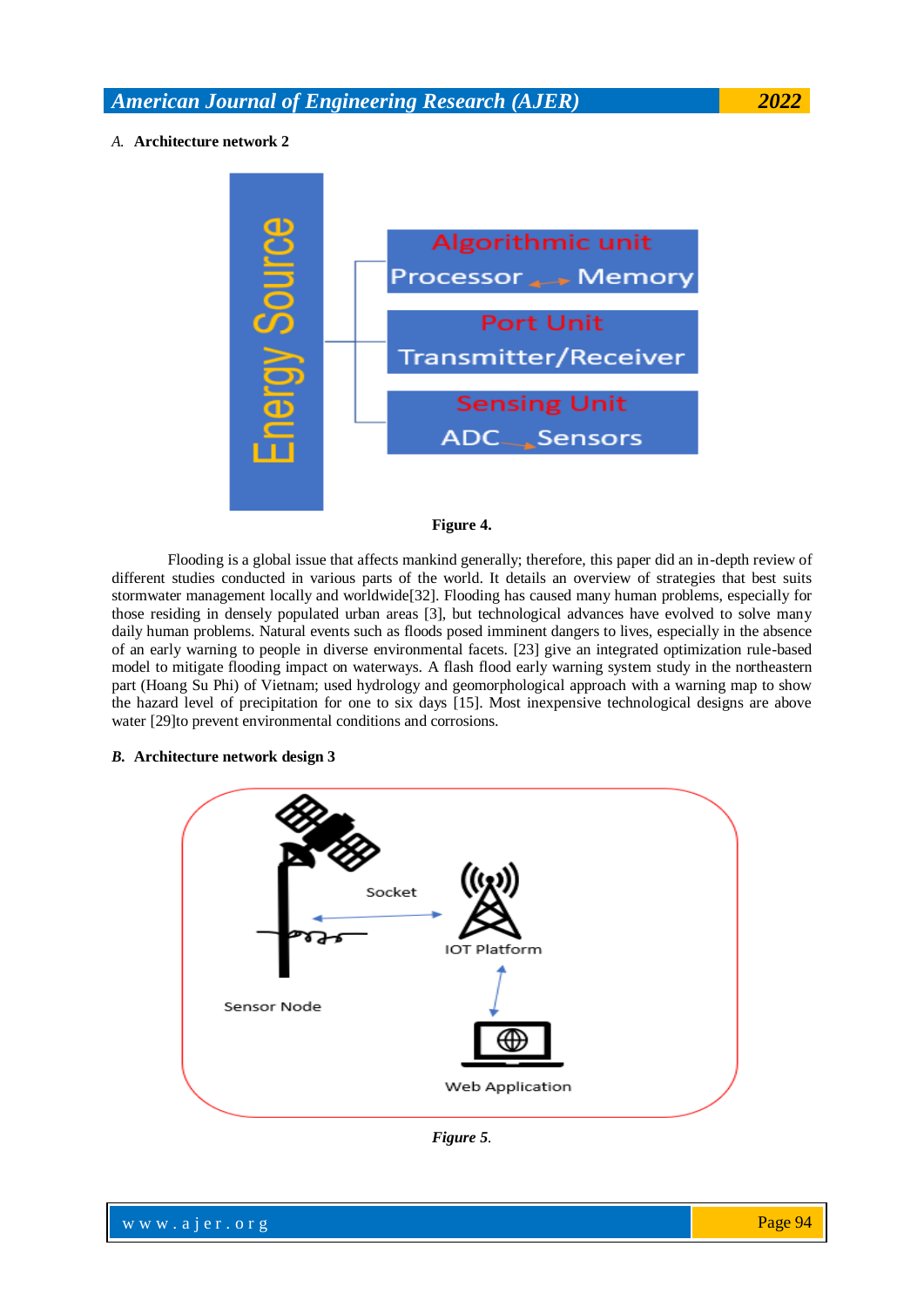*A.* **Architecture network 2**

**Figure 4.**

Flooding is a global issue that affects mankind generally; therefore, this paper did an in-depth review of different studies conducted in various parts of the world. It details an overview of strategies that best suits stormwater management locally and worldwide[32]. Flooding has caused many human problems, especially for those residing in densely populated urban areas [3], but technological advances have evolved to solve many daily human problems. Natural events such as floods posed imminent dangers to lives, especially in the absence of an early warning to people in diverse environmental facets. [23] give an integrated optimization rule-based model to mitigate flooding impact on waterways. A flash flood early warning system study in the northeastern part (Hoang Su Phi) of Vietnam; used hydrology and geomorphological approach with a warning map to show the hazard level of precipitation for one to six days [15]. Most inexpensive technological designs are above water [29]to prevent environmental conditions and corrosions.

***B.*** **Architecture network design 3**

***Figure 5*.**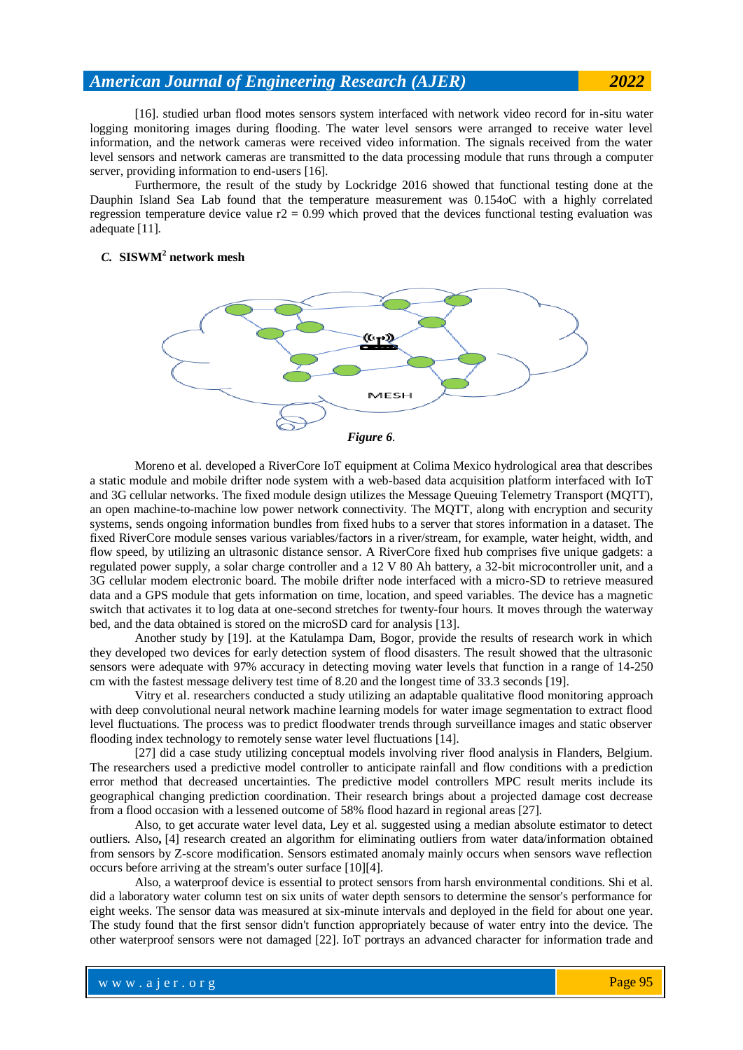[16]. studied urban flood motes sensors system interfaced with network video record for in-situ water logging monitoring images during flooding. The water level sensors were arranged to receive water level information, and the network cameras were received video information. The signals received from the water level sensors and network cameras are transmitted to the data processing module that runs through a computer server, providing information to end-users [16].

Furthermore, the result of the study by Lockridge 2016 showed that functional testing done at the Dauphin Island Sea Lab found that the temperature measurement was 0.154oC with a highly correlated regression temperature device value r2 = 0.99 which proved that the devices functional testing evaluation was adequate [11].

### *C.* SISWM² network mesh

MESH

*Figure 6.*

Moreno et al. developed a RiverCore IoT equipment at Colima Mexico hydrological area that describes a static module and mobile drifter node system with a web-based data acquisition platform interfaced with IoT and 3G cellular networks. The fixed module design utilizes the Message Queuing Telemetry Transport (MQTT), an open machine-to-machine low power network connectivity. The MQTT, along with encryption and security systems, sends ongoing information bundles from fixed hubs to a server that stores information in a dataset. The fixed RiverCore module senses various variables/factors in a river/stream, for example, water height, width, and flow speed, by utilizing an ultrasonic distance sensor. A RiverCore fixed hub comprises five unique gadgets: a regulated power supply, a solar charge controller and a 12 V 80 Ah battery, a 32-bit microcontroller unit, and a 3G cellular modem electronic board. The mobile drifter node interfaced with a micro-SD to retrieve measured data and a GPS module that gets information on time, location, and speed variables. The device has a magnetic switch that activates it to log data at one-second stretches for twenty-four hours. It moves through the waterway bed, and the data obtained is stored on the microSD card for analysis [13].

Another study by [19]. at the Katulampa Dam, Bogor, provide the results of research work in which they developed two devices for early detection system of flood disasters. The result showed that the ultrasonic sensors were adequate with 97% accuracy in detecting moving water levels that function in a range of 14-250 cm with the fastest message delivery test time of 8.20 and the longest time of 33.3 seconds [19].

Vitry et al. researchers conducted a study utilizing an adaptable qualitative flood monitoring approach with deep convolutional neural network machine learning models for water image segmentation to extract flood level fluctuations. The process was to predict floodwater trends through surveillance images and static observer flooding index technology to remotely sense water level fluctuations [14].

[27] did a case study utilizing conceptual models involving river flood analysis in Flanders, Belgium. The researchers used a predictive model controller to anticipate rainfall and flow conditions with a prediction error method that decreased uncertainties. The predictive model controllers MPC result merits include its geographical changing prediction coordination. Their research brings about a projected damage cost decrease from a flood occasion with a lessened outcome of 58% flood hazard in regional areas [27].

Also, to get accurate water level data, Ley et al. suggested using a median absolute estimator to detect outliers. Also, [4] research created an algorithm for eliminating outliers from water data/information obtained from sensors by Z-score modification. Sensors estimated anomaly mainly occurs when sensors wave reflection occurs before arriving at the stream's outer surface [10][4].

Also, a waterproof device is essential to protect sensors from harsh environmental conditions. Shi et al. did a laboratory water column test on six units of water depth sensors to determine the sensor's performance for eight weeks. The sensor data was measured at six-minute intervals and deployed in the field for about one year. The study found that the first sensor didn't function appropriately because of water entry into the device. The other waterproof sensors were not damaged [22]. IoT portrays an advanced character for information trade and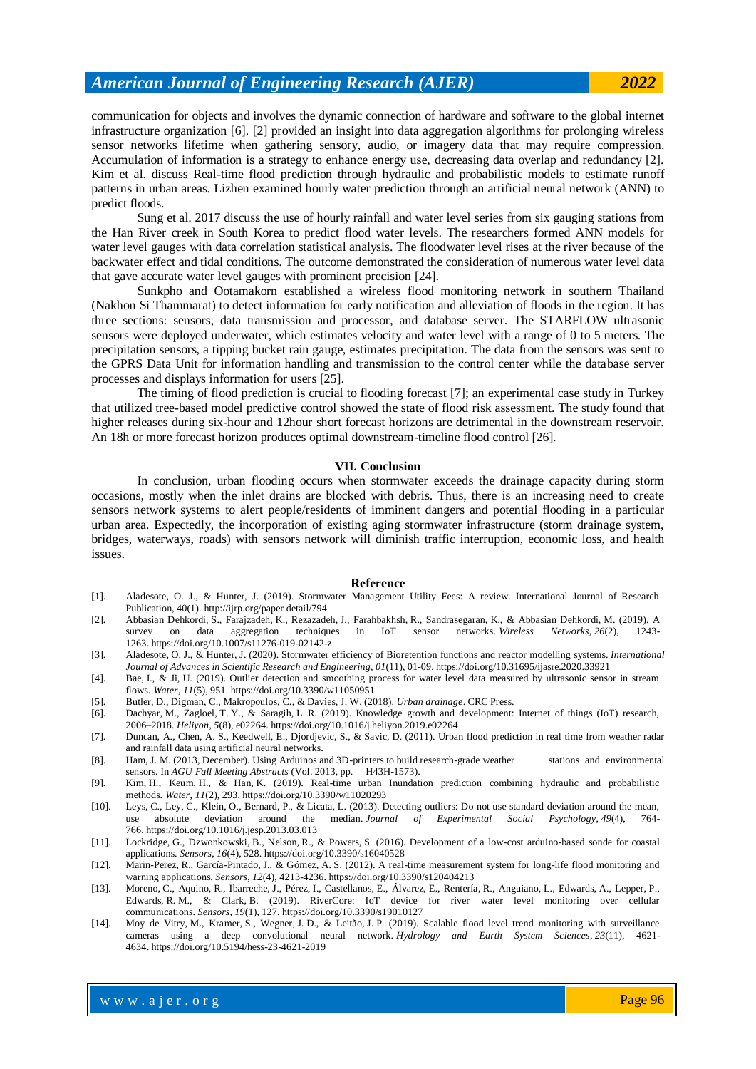communication for objects and involves the dynamic connection of hardware and software to the global internet infrastructure organization [6]. [2] provided an insight into data aggregation algorithms for prolonging wireless sensor networks lifetime when gathering sensory, audio, or imagery data that may require compression. Accumulation of information is a strategy to enhance energy use, decreasing data overlap and redundancy [2]. Kim et al. discuss Real-time flood prediction through hydraulic and probabilistic models to estimate runoff patterns in urban areas. Lizhen examined hourly water prediction through an artificial neural network (ANN) to predict floods.

Sung et al. 2017 discuss the use of hourly rainfall and water level series from six gauging stations from the Han River creek in South Korea to predict flood water levels. The researchers formed ANN models for water level gauges with data correlation statistical analysis. The floodwater level rises at the river because of the backwater effect and tidal conditions. The outcome demonstrated the consideration of numerous water level data that gave accurate water level gauges with prominent precision [24].

Sunkpho and Ootamakorn established a wireless flood monitoring network in southern Thailand (Nakhon Si Thammarat) to detect information for early notification and alleviation of floods in the region. It has three sections: sensors, data transmission and processor, and database server. The STARFLOW ultrasonic sensors were deployed underwater, which estimates velocity and water level with a range of 0 to 5 meters. The precipitation sensors, a tipping bucket rain gauge, estimates precipitation. The data from the sensors was sent to the GPRS Data Unit for information handling and transmission to the control center while the database server processes and displays information for users [25].

The timing of flood prediction is crucial to flooding forecast [7]; an experimental case study in Turkey that utilized tree-based model predictive control showed the state of flood risk assessment. The study found that higher releases during six-hour and 12hour short forecast horizons are detrimental in the downstream reservoir. An 18h or more forecast horizon produces optimal downstream-timeline flood control [26].

## VII. Conclusion

In conclusion, urban flooding occurs when stormwater exceeds the drainage capacity during storm occasions, mostly when the inlet drains are blocked with debris. Thus, there is an increasing need to create sensors network systems to alert people/residents of imminent dangers and potential flooding in a particular urban area. Expectedly, the incorporation of existing aging stormwater infrastructure (storm drainage system, bridges, waterways, roads) with sensors network will diminish traffic interruption, economic loss, and health issues.

## Reference

[1]. Aladesote, O. J., & Hunter, J. (2019). Stormwater Management Utility Fees: A review. International Journal of Research Publication, 40(1). http://ijrp.org/paper detail/794

[2]. Abbasian Dehkordi, S., Farajzadeh, K., Rezazadeh, J., Farahbakhsh, R., Sandrasegaran, K., & Abbasian Dehkordi, M. (2019). A survey on data aggregation techniques in IoT sensor networks. *Wireless Networks*, *26*(2), 1243-1263. https://doi.org/10.1007/s11276-019-02142-z

[3]. Aladesote, O. J., & Hunter, J. (2020). Stormwater efficiency of Bioretention functions and reactor modelling systems. *International Journal of Advances in Scientific Research and Engineering*, *01*(11), 01-09. https://doi.org/10.31695/ijasre.2020.33921

[4]. Bae, I., & Ji, U. (2019). Outlier detection and smoothing process for water level data measured by ultrasonic sensor in stream flows. *Water*, *11*(5), 951. https://doi.org/10.3390/w11050951

[5]. Butler, D., Digman, C., Makropoulos, C., & Davies, J. W. (2018). *Urban drainage*. CRC Press.

[6]. Dachyar, M., Zagloel, T. Y., & Saragih, L. R. (2019). Knowledge growth and development: Internet of things (IoT) research, 2006–2018. *Heliyon*, *5*(8), e02264. https://doi.org/10.1016/j.heliyon.2019.e02264

[7]. Duncan, A., Chen, A. S., Keedwell, E., Djordjevic, S., & Savic, D. (2011). Urban flood prediction in real time from weather radar and rainfall data using artificial neural networks.

[8]. Ham, J. M. (2013, December). Using Arduinos and 3D-printers to build research-grade weather stations and environmental sensors. In *AGU Fall Meeting Abstracts* (Vol. 2013, pp. H43H-1573).

[9]. Kim, H., Keum, H., & Han, K. (2019). Real-time urban Inundation prediction combining hydraulic and probabilistic methods. *Water*, *11*(2), 293. https://doi.org/10.3390/w11020293

[10]. Leys, C., Ley, C., Klein, O., Bernard, P., & Licata, L. (2013). Detecting outliers: Do not use standard deviation around the mean, use absolute deviation around the median. *Journal of Experimental Social Psychology*, *49*(4), 764-766. https://doi.org/10.1016/j.jesp.2013.03.013

[11]. Lockridge, G., Dzwonkowski, B., Nelson, R., & Powers, S. (2016). Development of a low-cost arduino-based sonde for coastal applications. *Sensors*, *16*(4), 528. https://doi.org/10.3390/s16040528

[12]. Marin-Perez, R., García-Pintado, J., & Gómez, A. S. (2012). A real-time measurement system for long-life flood monitoring and warning applications. *Sensors*, *12*(4), 4213-4236. https://doi.org/10.3390/s120404213

[13]. Moreno, C., Aquino, R., Ibarreche, J., Pérez, I., Castellanos, E., Álvarez, E., Rentería, R., Anguiano, L., Edwards, A., Lepper, P., Edwards, R. M., & Clark, B. (2019). RiverCore: IoT device for river water level monitoring over cellular communications. *Sensors*, *19*(1), 127. https://doi.org/10.3390/s19010127

[14]. Moy de Vitry, M., Kramer, S., Wegner, J. D., & Leitão, J. P. (2019). Scalable flood level trend monitoring with surveillance cameras using a deep convolutional neural network. *Hydrology and Earth System Sciences*, *23*(11), 4621-4634. https://doi.org/10.5194/hess-23-4621-2019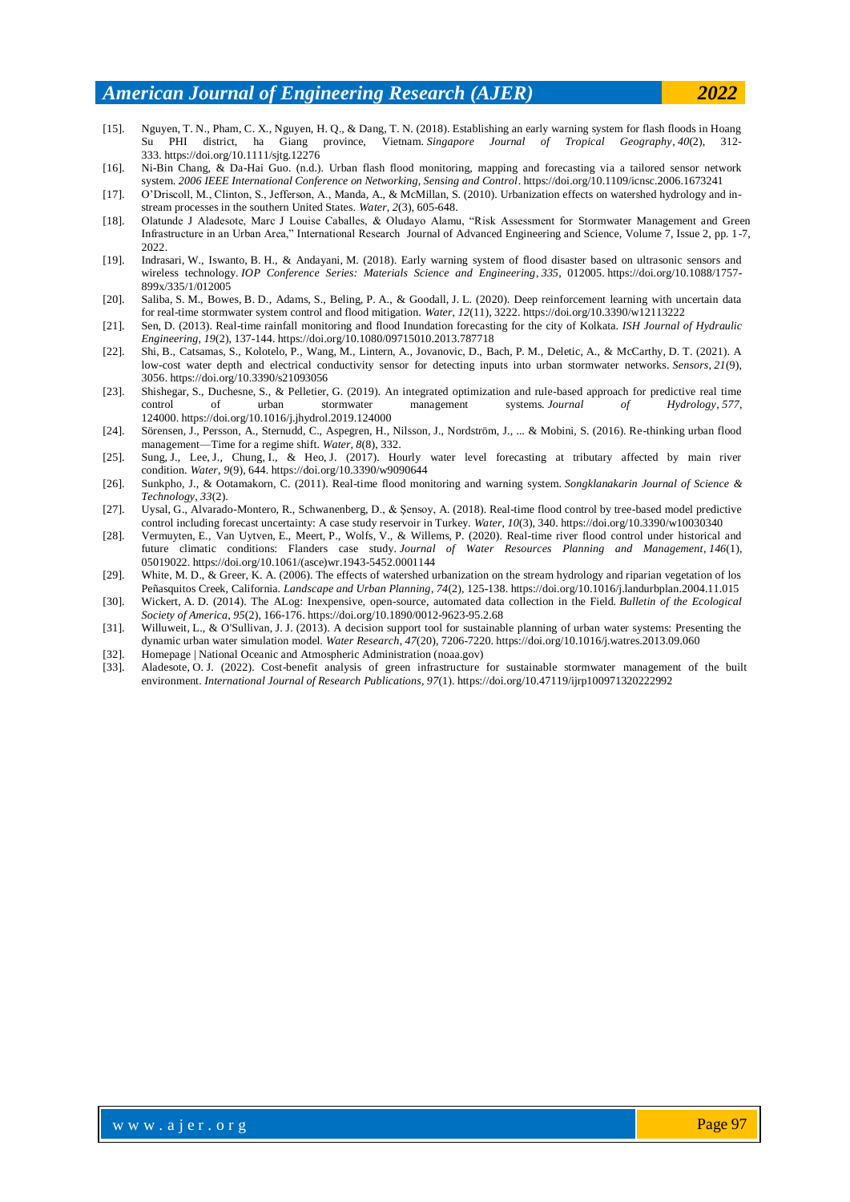[15]. Nguyen, T. N., Pham, C. X., Nguyen, H. Q., & Dang, T. N. (2018). Establishing an early warning system for flash floods in Hoang Su PHI district, ha Giang province, Vietnam. *Singapore Journal of Tropical Geography*, *40*(2), 312-333. https://doi.org/10.1111/sjtg.12276

[16]. Ni-Bin Chang, & Da-Hai Guo. (n.d.). Urban flash flood monitoring, mapping and forecasting via a tailored sensor network system. *2006 IEEE International Conference on Networking, Sensing and Control*. https://doi.org/10.1109/icnsc.2006.1673241

[17]. O'Driscoll, M., Clinton, S., Jefferson, A., Manda, A., & McMillan, S. (2010). Urbanization effects on watershed hydrology and in-stream processes in the southern United States. *Water*, *2*(3), 605-648.

[18]. Olatunde J Aladesote, Marc J Louise Caballes, & Oludayo Alamu, "Risk Assessment for Stormwater Management and Green Infrastructure in an Urban Area," International Research Journal of Advanced Engineering and Science, Volume 7, Issue 2, pp. 1-7, 2022.

[19]. Indrasari, W., Iswanto, B. H., & Andayani, M. (2018). Early warning system of flood disaster based on ultrasonic sensors and wireless technology. *IOP Conference Series: Materials Science and Engineering*, *335*, 012005. https://doi.org/10.1088/1757-899x/335/1/012005

[20]. Saliba, S. M., Bowes, B. D., Adams, S., Beling, P. A., & Goodall, J. L. (2020). Deep reinforcement learning with uncertain data for real-time stormwater system control and flood mitigation. *Water*, *12*(11), 3222. https://doi.org/10.3390/w12113222

[21]. Sen, D. (2013). Real-time rainfall monitoring and flood Inundation forecasting for the city of Kolkata. *ISH Journal of Hydraulic Engineering*, *19*(2), 137-144. https://doi.org/10.1080/09715010.2013.787718

[22]. Shi, B., Catsamas, S., Kolotelo, P., Wang, M., Lintern, A., Jovanovic, D., Bach, P. M., Deletic, A., & McCarthy, D. T. (2021). A low-cost water depth and electrical conductivity sensor for detecting inputs into urban stormwater networks. *Sensors*, *21*(9), 3056. https://doi.org/10.3390/s21093056

[23]. Shishegar, S., Duchesne, S., & Pelletier, G. (2019). An integrated optimization and rule-based approach for predictive real time control of urban stormwater management systems. *Journal of Hydrology*, *577*, 124000. https://doi.org/10.1016/j.jhydrol.2019.124000

[24]. Sörensen, J., Persson, A., Sternudd, C., Aspegren, H., Nilsson, J., Nordström, J., ... & Mobini, S. (2016). Re-thinking urban flood management—Time for a regime shift. *Water*, *8*(8), 332.

[25]. Sung, J., Lee, J., Chung, I., & Heo, J. (2017). Hourly water level forecasting at tributary affected by main river condition. *Water*, *9*(9), 644. https://doi.org/10.3390/w9090644

[26]. Sunkpho, J., & Ootamakorn, C. (2011). Real-time flood monitoring and warning system. *Songklanakarin Journal of Science & Technology*, *33*(2).

[27]. Uysal, G., Alvarado-Montero, R., Schwanenberg, D., & Şensoy, A. (2018). Real-time flood control by tree-based model predictive control including forecast uncertainty: A case study reservoir in Turkey. *Water*, *10*(3), 340. https://doi.org/10.3390/w10030340

[28]. Vermuyten, E., Van Uytven, E., Meert, P., Wolfs, V., & Willems, P. (2020). Real-time river flood control under historical and future climatic conditions: Flanders case study. *Journal of Water Resources Planning and Management*, *146*(1), 05019022. https://doi.org/10.1061/(asce)wr.1943-5452.0001144

[29]. White, M. D., & Greer, K. A. (2006). The effects of watershed urbanization on the stream hydrology and riparian vegetation of los Peñasquitos Creek, California. *Landscape and Urban Planning*, *74*(2), 125-138. https://doi.org/10.1016/j.landurbplan.2004.11.015

[30]. Wickert, A. D. (2014). The ALog: Inexpensive, open-source, automated data collection in the Field. *Bulletin of the Ecological Society of America*, *95*(2), 166-176. https://doi.org/10.1890/0012-9623-95.2.68

[31]. Willuweit, L., & O'Sullivan, J. J. (2013). A decision support tool for sustainable planning of urban water systems: Presenting the dynamic urban water simulation model. *Water Research*, *47*(20), 7206-7220. https://doi.org/10.1016/j.watres.2013.09.060

[32]. Homepage | National Oceanic and Atmospheric Administration (noaa.gov)

[33]. Aladesote, O. J. (2022). Cost-benefit analysis of green infrastructure for sustainable stormwater management of the built environment. *International Journal of Research Publications*, *97*(1). https://doi.org/10.47119/ijrp100971320222992